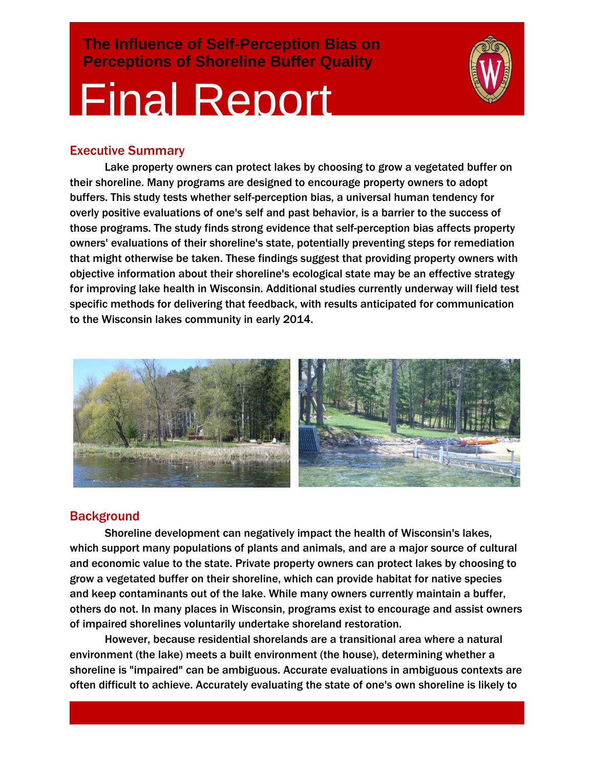# The Influence of Self-Perception Bias on Perceptions of Shoreline Buffer Quality

# Final Report

## Executive Summary

Lake property owners can protect lakes by choosing to grow a vegetated buffer on their shoreline. Many programs are designed to encourage property owners to adopt buffers. This study tests whether self-perception bias, a universal human tendency for overly positive evaluations of one's self and past behavior, is a barrier to the success of those programs. The study finds strong evidence that self-perception bias affects property owners' evaluations of their shoreline's state, potentially preventing steps for remediation that might otherwise be taken. These findings suggest that providing property owners with objective information about their shoreline's ecological state may be an effective strategy for improving lake health in Wisconsin. Additional studies currently underway will field test specific methods for delivering that feedback, with results anticipated for communication to the Wisconsin lakes community in early 2014.

## Background

Shoreline development can negatively impact the health of Wisconsin's lakes, which support many populations of plants and animals, and are a major source of cultural and economic value to the state. Private property owners can protect lakes by choosing to grow a vegetated buffer on their shoreline, which can provide habitat for native species and keep contaminants out of the lake. While many owners currently maintain a buffer, others do not. In many places in Wisconsin, programs exist to encourage and assist owners of impaired shorelines voluntarily undertake shoreland restoration.

However, because residential shorelands are a transitional area where a natural environment (the lake) meets a built environment (the house), determining whether a shoreline is "impaired" can be ambiguous. Accurate evaluations in ambiguous contexts are often difficult to achieve. Accurately evaluating the state of one's own shoreline is likely to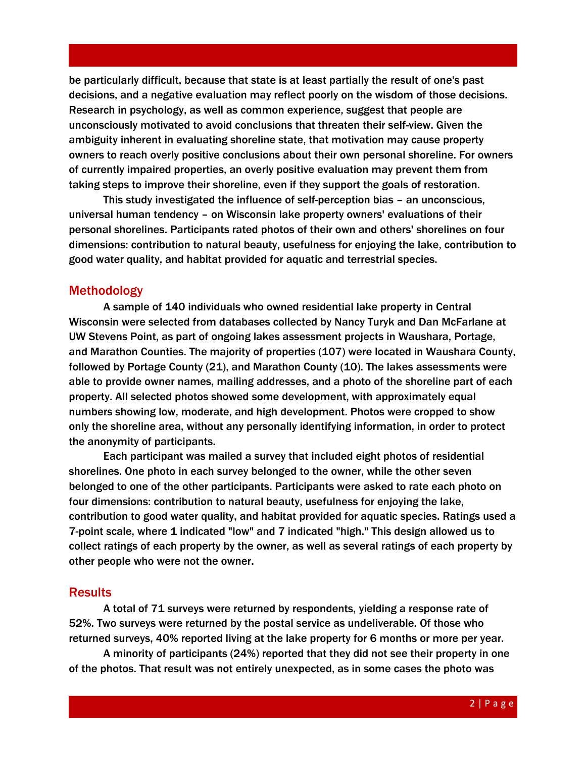be particularly difficult, because that state is at least partially the result of one's past decisions, and a negative evaluation may reflect poorly on the wisdom of those decisions. Research in psychology, as well as common experience, suggest that people are unconsciously motivated to avoid conclusions that threaten their self-view. Given the ambiguity inherent in evaluating shoreline state, that motivation may cause property owners to reach overly positive conclusions about their own personal shoreline. For owners of currently impaired properties, an overly positive evaluation may prevent them from taking steps to improve their shoreline, even if they support the goals of restoration.

This study investigated the influence of self-perception bias – an unconscious, universal human tendency – on Wisconsin lake property owners' evaluations of their personal shorelines. Participants rated photos of their own and others' shorelines on four dimensions: contribution to natural beauty, usefulness for enjoying the lake, contribution to good water quality, and habitat provided for aquatic and terrestrial species.

## Methodology

A sample of 140 individuals who owned residential lake property in Central Wisconsin were selected from databases collected by Nancy Turyk and Dan McFarlane at UW Stevens Point, as part of ongoing lakes assessment projects in Waushara, Portage, and Marathon Counties. The majority of properties (107) were located in Waushara County, followed by Portage County (21), and Marathon County (10). The lakes assessments were able to provide owner names, mailing addresses, and a photo of the shoreline part of each property. All selected photos showed some development, with approximately equal numbers showing low, moderate, and high development. Photos were cropped to show only the shoreline area, without any personally identifying information, in order to protect the anonymity of participants.

Each participant was mailed a survey that included eight photos of residential shorelines. One photo in each survey belonged to the owner, while the other seven belonged to one of the other participants. Participants were asked to rate each photo on four dimensions: contribution to natural beauty, usefulness for enjoying the lake, contribution to good water quality, and habitat provided for aquatic species. Ratings used a 7-point scale, where 1 indicated "low" and 7 indicated "high." This design allowed us to collect ratings of each property by the owner, as well as several ratings of each property by other people who were not the owner.

## Results

A total of 71 surveys were returned by respondents, yielding a response rate of 52%. Two surveys were returned by the postal service as undeliverable. Of those who returned surveys, 40% reported living at the lake property for 6 months or more per year.

A minority of participants (24%) reported that they did not see their property in one of the photos. That result was not entirely unexpected, as in some cases the photo was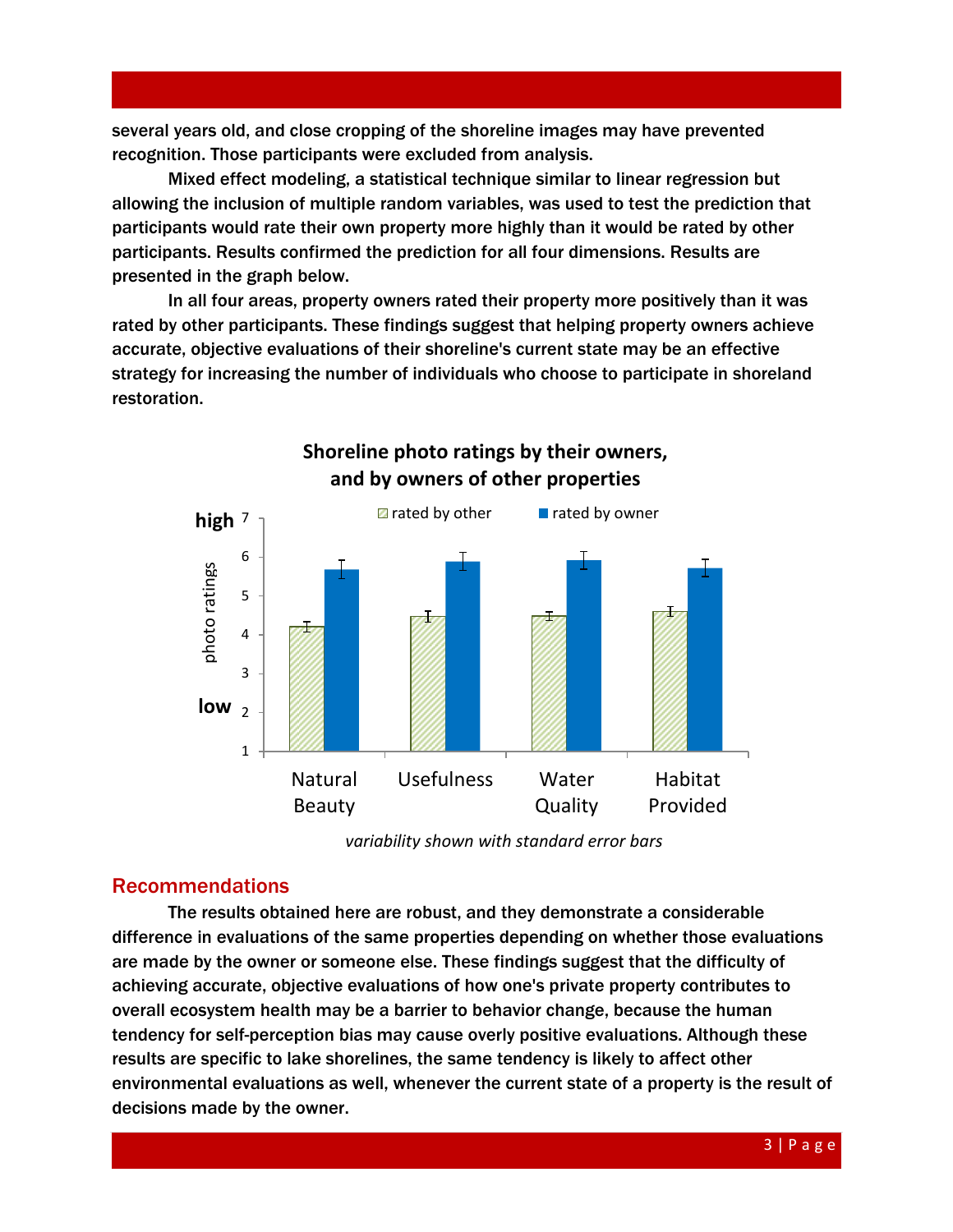several years old, and close cropping of the shoreline images may have prevented recognition. Those participants were excluded from analysis.

Mixed effect modeling, a statistical technique similar to linear regression but allowing the inclusion of multiple random variables, was used to test the prediction that participants would rate their own property more highly than it would be rated by other participants. Results confirmed the prediction for all four dimensions. Results are presented in the graph below.

In all four areas, property owners rated their property more positively than it was rated by other participants. These findings suggest that helping property owners achieve accurate, objective evaluations of their shoreline's current state may be an effective strategy for increasing the number of individuals who choose to participate in shoreland restoration.

**Shoreline photo ratings by their owners, and by owners of other properties**

| | Natural Beauty | Usefulness | Water Quality | Habitat Provided |
|---|---|---|---|---|
| rated by other | ~4.2 | ~4.5 | ~4.5 | ~4.6 |
| rated by owner | ~5.7 | ~5.9 | ~5.9 | ~5.7 |

*variability shown with standard error bars*

## Recommendations

The results obtained here are robust, and they demonstrate a considerable difference in evaluations of the same properties depending on whether those evaluations are made by the owner or someone else. These findings suggest that the difficulty of achieving accurate, objective evaluations of how one's private property contributes to overall ecosystem health may be a barrier to behavior change, because the human tendency for self-perception bias may cause overly positive evaluations. Although these results are specific to lake shorelines, the same tendency is likely to affect other environmental evaluations as well, whenever the current state of a property is the result of decisions made by the owner.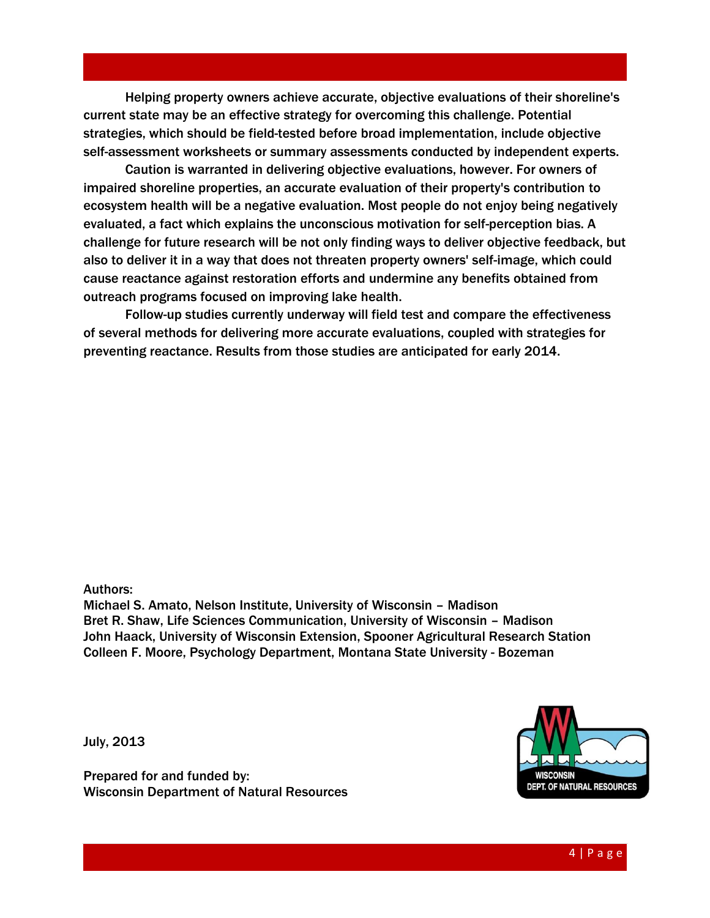Helping property owners achieve accurate, objective evaluations of their shoreline's current state may be an effective strategy for overcoming this challenge. Potential strategies, which should be field-tested before broad implementation, include objective self-assessment worksheets or summary assessments conducted by independent experts.

Caution is warranted in delivering objective evaluations, however. For owners of impaired shoreline properties, an accurate evaluation of their property's contribution to ecosystem health will be a negative evaluation. Most people do not enjoy being negatively evaluated, a fact which explains the unconscious motivation for self-perception bias. A challenge for future research will be not only finding ways to deliver objective feedback, but also to deliver it in a way that does not threaten property owners' self-image, which could cause reactance against restoration efforts and undermine any benefits obtained from outreach programs focused on improving lake health.

Follow-up studies currently underway will field test and compare the effectiveness of several methods for delivering more accurate evaluations, coupled with strategies for preventing reactance. Results from those studies are anticipated for early 2014.

Authors:
Michael S. Amato, Nelson Institute, University of Wisconsin – Madison
Bret R. Shaw, Life Sciences Communication, University of Wisconsin – Madison
John Haack, University of Wisconsin Extension, Spooner Agricultural Research Station
Colleen F. Moore, Psychology Department, Montana State University - Bozeman

July, 2013

Prepared for and funded by:
Wisconsin Department of Natural Resources

WISCONSIN
DEPT. OF NATURAL RESOURCES